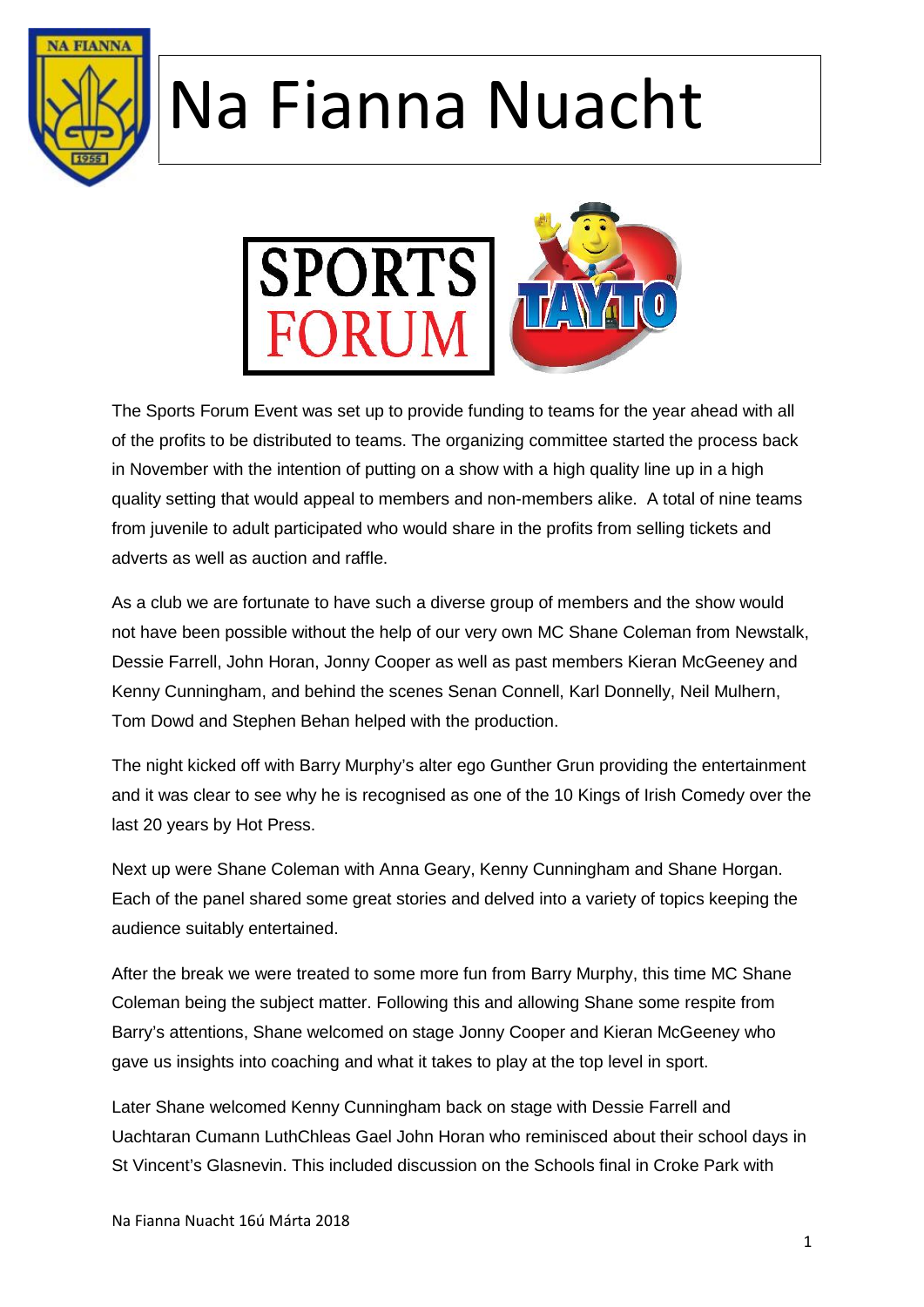# Na Fianna Nuacht

The Sports Forum Event was set up to provide funding to teams for the year ahead with all of the profits to be distributed to teams. The organizing committee started the process back in November with the intention of putting on a show with a high quality line up in a high quality setting that would appeal to members and non-members alike.  A total of nine teams from juvenile to adult participated who would share in the profits from selling tickets and adverts as well as auction and raffle.

As a club we are fortunate to have such a diverse group of members and the show would not have been possible without the help of our very own MC Shane Coleman from Newstalk, Dessie Farrell, John Horan, Jonny Cooper as well as past members Kieran McGeeney and Kenny Cunningham, and behind the scenes Senan Connell, Karl Donnelly, Neil Mulhern, Tom Dowd and Stephen Behan helped with the production.

The night kicked off with Barry Murphy's alter ego Gunther Grun providing the entertainment and it was clear to see why he is recognised as one of the 10 Kings of Irish Comedy over the last 20 years by Hot Press.

Next up were Shane Coleman with Anna Geary, Kenny Cunningham and Shane Horgan. Each of the panel shared some great stories and delved into a variety of topics keeping the audience suitably entertained.

After the break we were treated to some more fun from Barry Murphy, this time MC Shane Coleman being the subject matter. Following this and allowing Shane some respite from Barry's attentions, Shane welcomed on stage Jonny Cooper and Kieran McGeeney who gave us insights into coaching and what it takes to play at the top level in sport.

Later Shane welcomed Kenny Cunningham back on stage with Dessie Farrell and Uachtaran Cumann LuthChleas Gael John Horan who reminisced about their school days in St Vincent's Glasnevin. This included discussion on the Schools final in Croke Park with

Na Fianna Nuacht 16ú Márta 2018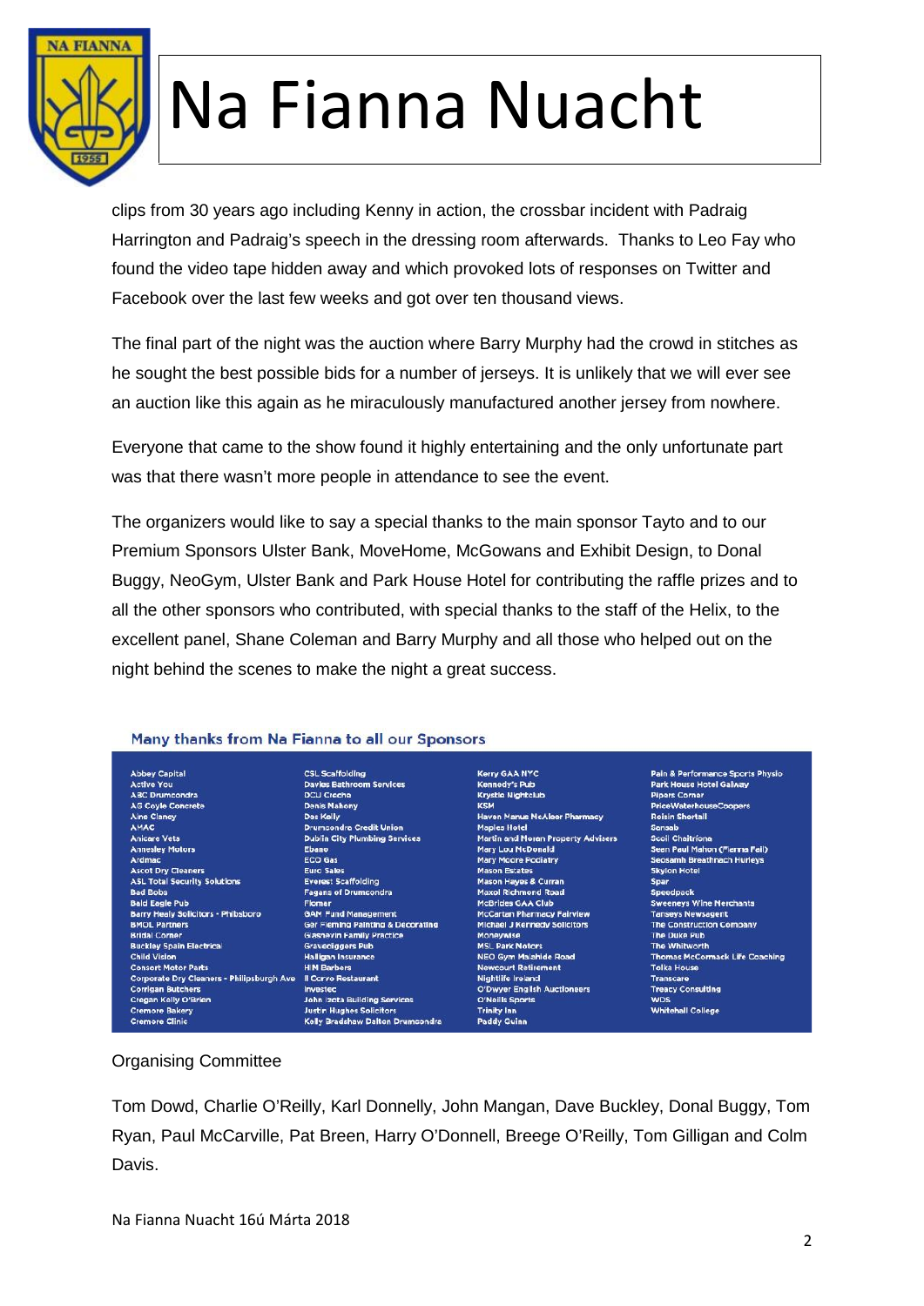clips from 30 years ago including Kenny in action, the crossbar incident with Padraig Harrington and Padraig's speech in the dressing room afterwards. Thanks to Leo Fay who found the video tape hidden away and which provoked lots of responses on Twitter and Facebook over the last few weeks and got over ten thousand views.

The final part of the night was the auction where Barry Murphy had the crowd in stitches as he sought the best possible bids for a number of jerseys. It is unlikely that we will ever see an auction like this again as he miraculously manufactured another jersey from nowhere.

Everyone that came to the show found it highly entertaining and the only unfortunate part was that there wasn't more people in attendance to see the event.

The organizers would like to say a special thanks to the main sponsor Tayto and to our Premium Sponsors Ulster Bank, MoveHome, McGowans and Exhibit Design, to Donal Buggy, NeoGym, Ulster Bank and Park House Hotel for contributing the raffle prizes and to all the other sponsors who contributed, with special thanks to the staff of the Helix, to the excellent panel, Shane Coleman and Barry Murphy and all those who helped out on the night behind the scenes to make the night a great success.

**Many thanks from Na Fianna to all our Sponsors**

| | | | |
|---|---|---|---|
| Abbey Capital | CSL Scaffolding | Kerry GAA NYC | Pain & Performance Sports Physio |
| Active You | Davies Bathroom Services | Kennedy's Pub | Park House Hotel Galway |
| ABC Drumcondra | DCU Creche | Krystle Nightclub | Pipers Corner |
| AG Coyle Concrete | Denis Mahony | KSM | PriceWaterhouseCoopers |
| Aine Clancy | Des Kelly | Haven Manus McAleer Pharmacy | Roisin Shortall |
| AMAC | Drumcondra Credit Union | Maples Hotel | Sensab |
| Anicare Vets | Dublin City Plumbing Services | Martin and Moran Property Advisers | Scoil Chaitriona |
| Annesley Motors | Ebano | Mary Lou McDonald | Sean Paul Mahon (Fianna Fail) |
| Ardmac | ECO Gas | Mary Moore Podiatry | Seosamh Breathnach Hurleys |
| Ascot Dry Cleaners | Euro Sales | Mason Estates | Skylon Hotel |
| ASL Total Security Solutions | Everest Scaffolding | Mason Hayes & Curran | Spar |
| Bad Bobs | Fagans of Drumcondra | Maxol Richmond Road | Speedpack |
| Bald Eagle Pub | Flomar | McBrides GAA Club | Sweeneys Wine Merchants |
| Barry Healy Solicitors - Phibsboro | GAM Fund Management | McCartan Pharmacy Fairview | Tanseys Newsagent |
| BMOL Partners | Ger Fleming Painting & Decorating | Michael J Kennedy Solicitors | The Construction Company |
| Bridal Corner | Glasnevin Family Practice | Moneywise | The Duke Pub |
| Buckley Spain Electrical | Gravediggers Pub | MSL Park Motors | The Whitworth |
| Child Vision | Halligan Insurance | NEO Gym Malahide Road | Thomas McCormack Life Coaching |
| Consort Motor Parts | HN Barbers | Newcourt Retirement | Tolka House |
| Corporate Dry Cleaners - Philipsburgh Ave | Il Corvo Restaurant | Nightlife Ireland | Transcare |
| Corrigan Butchers | Investec | O'Dwyer English Auctioneers | Treacy Consulting |
| Cregan Kelly O'Brien | John Isola Building Services | O'Neills Sports | WDS |
| Cremore Bakery | Justin Hughes Solicitors | Trinity Inn | Whitehall College |
| Cremore Clinic | Kelly Bradshaw Dalton Drumcondra | Paddy Quinn | |

Organising Committee

Tom Dowd, Charlie O'Reilly, Karl Donnelly, John Mangan, Dave Buckley, Donal Buggy, Tom Ryan, Paul McCarville, Pat Breen, Harry O'Donnell, Breege O'Reilly, Tom Gilligan and Colm Davis.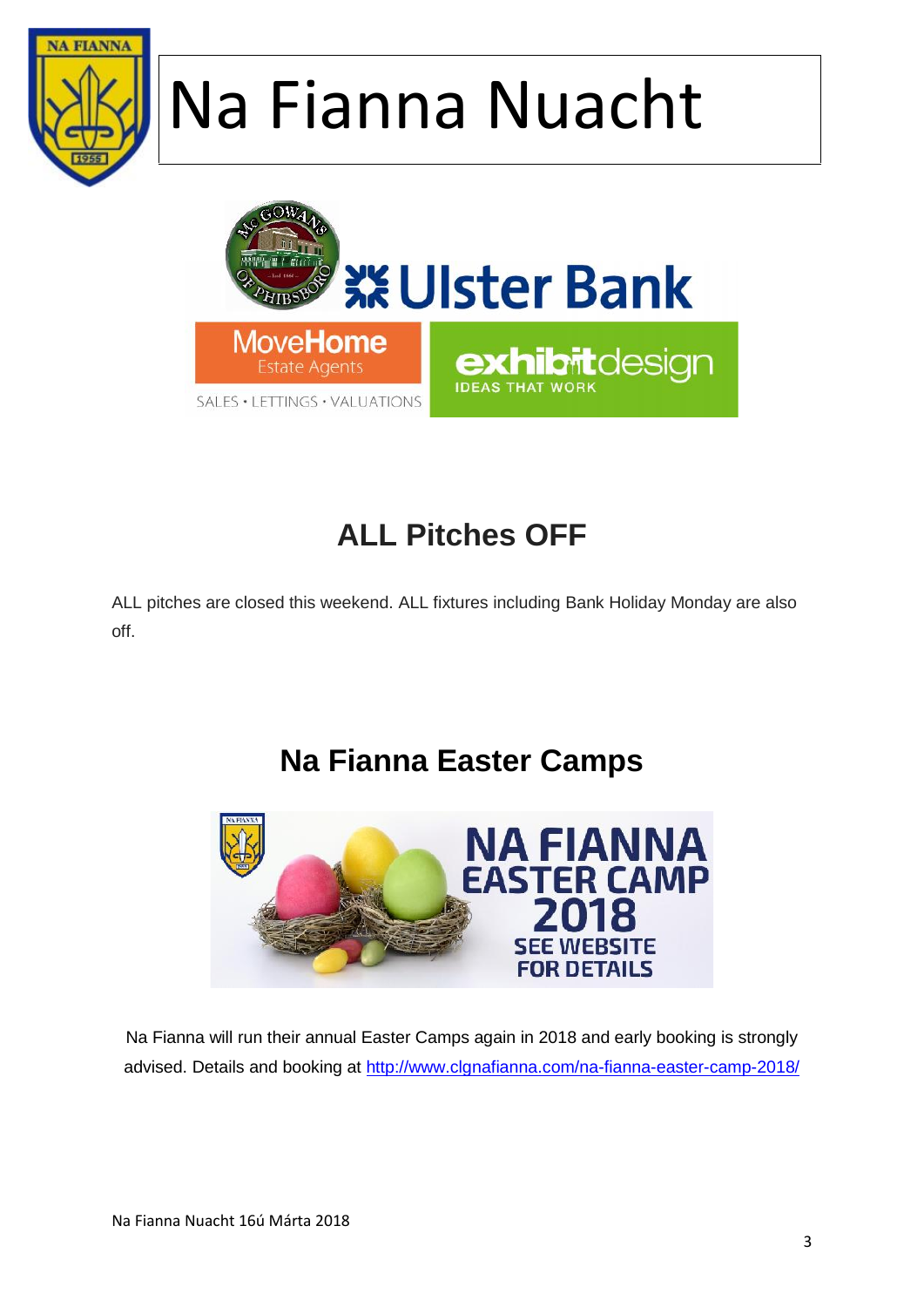# Na Fianna Nuacht

## ALL Pitches OFF

ALL pitches are closed this weekend. ALL fixtures including Bank Holiday Monday are also off.

## Na Fianna Easter Camps

Na Fianna will run their annual Easter Camps again in 2018 and early booking is strongly advised. Details and booking at http://www.clgnafianna.com/na-fianna-easter-camp-2018/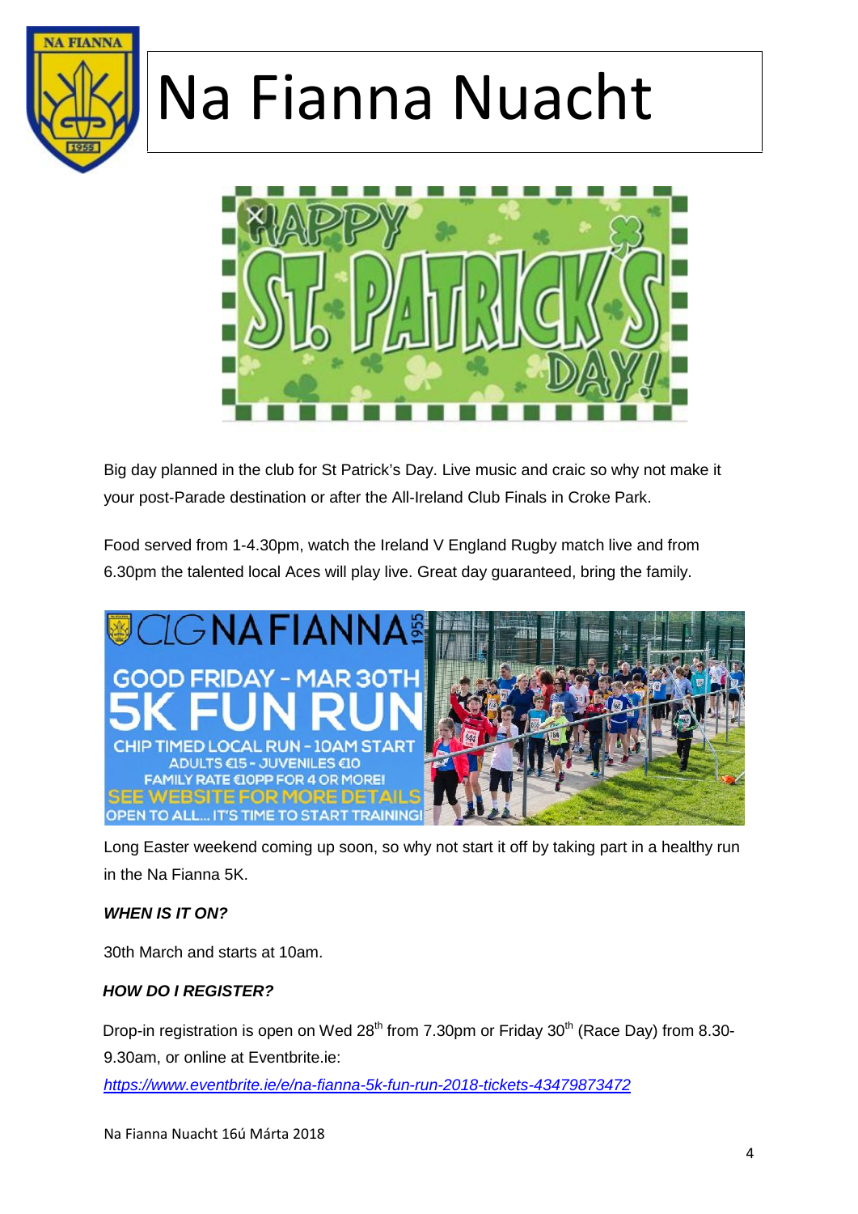# Na Fianna Nuacht

Big day planned in the club for St Patrick's Day. Live music and craic so why not make it your post-Parade destination or after the All-Ireland Club Finals in Croke Park.

Food served from 1-4.30pm, watch the Ireland V England Rugby match live and from 6.30pm the talented local Aces will play live. Great day guaranteed, bring the family.

Long Easter weekend coming up soon, so why not start it off by taking part in a healthy run in the Na Fianna 5K.

***WHEN IS IT ON?***

30th March and starts at 10am.

***HOW DO I REGISTER?***

Drop-in registration is open on Wed 28th from 7.30pm or Friday 30th (Race Day) from 8.30-9.30am, or online at Eventbrite.ie:

*https://www.eventbrite.ie/e/na-fianna-5k-fun-run-2018-tickets-43479873472*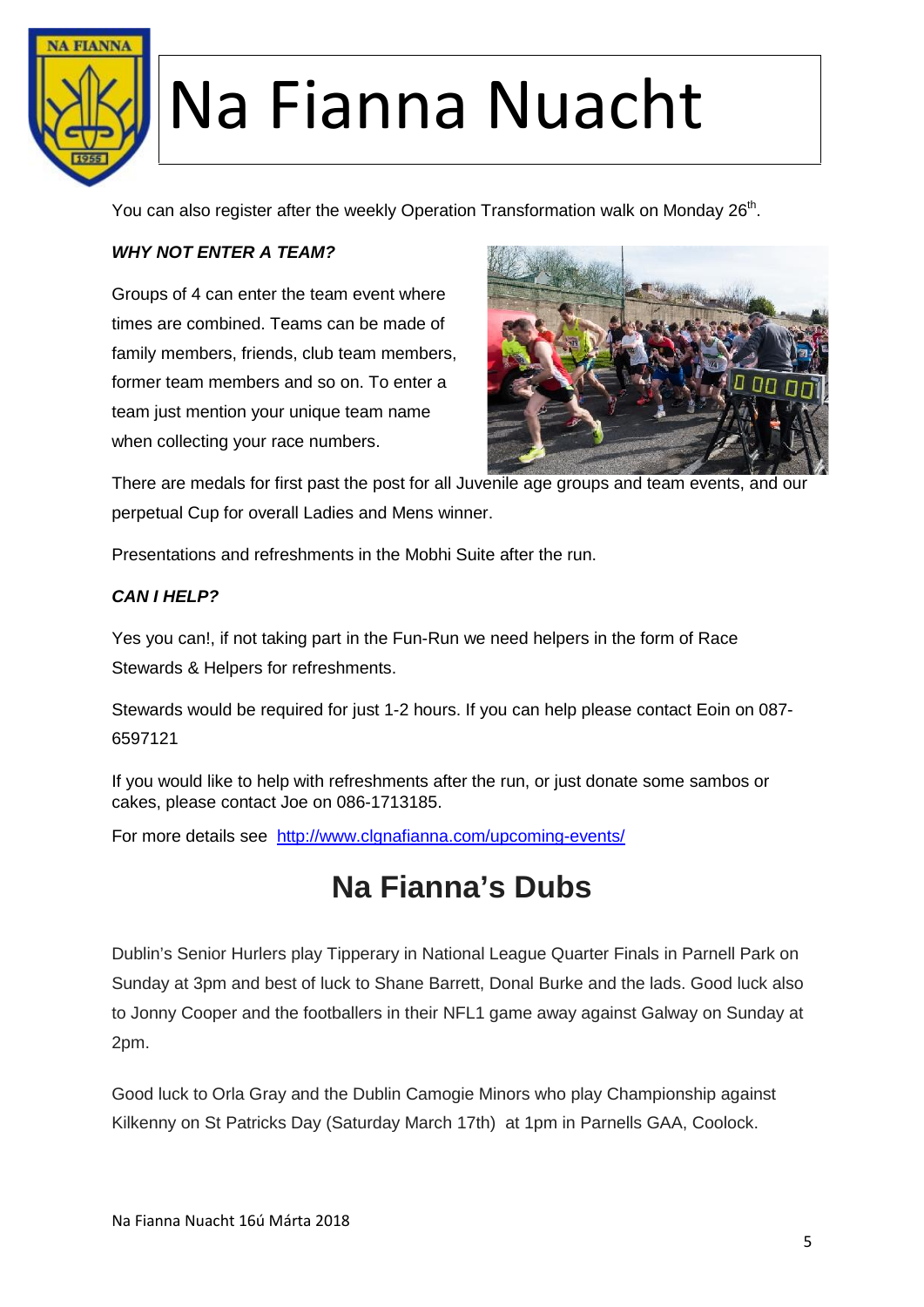# Na Fianna Nuacht

You can also register after the weekly Operation Transformation walk on Monday 26th.

***WHY NOT ENTER A TEAM?***

Groups of 4 can enter the team event where times are combined. Teams can be made of family members, friends, club team members, former team members and so on. To enter a team just mention your unique team name when collecting your race numbers.

There are medals for first past the post for all Juvenile age groups and team events, and our perpetual Cup for overall Ladies and Mens winner.

Presentations and refreshments in the Mobhi Suite after the run.

***CAN I HELP?***

Yes you can!, if not taking part in the Fun-Run we need helpers in the form of Race Stewards & Helpers for refreshments.

Stewards would be required for just 1-2 hours. If you can help please contact Eoin on 087-6597121

If you would like to help with refreshments after the run, or just donate some sambos or cakes, please contact Joe on 086-1713185.

For more details see [http://www.clgnafianna.com/upcoming-events/](http://www.clgnafianna.com/upcoming-events/)

## Na Fianna's Dubs

Dublin's Senior Hurlers play Tipperary in National League Quarter Finals in Parnell Park on Sunday at 3pm and best of luck to Shane Barrett, Donal Burke and the lads. Good luck also to Jonny Cooper and the footballers in their NFL1 game away against Galway on Sunday at 2pm.

Good luck to Orla Gray and the Dublin Camogie Minors who play Championship against Kilkenny on St Patricks Day (Saturday March 17th) at 1pm in Parnells GAA, Coolock.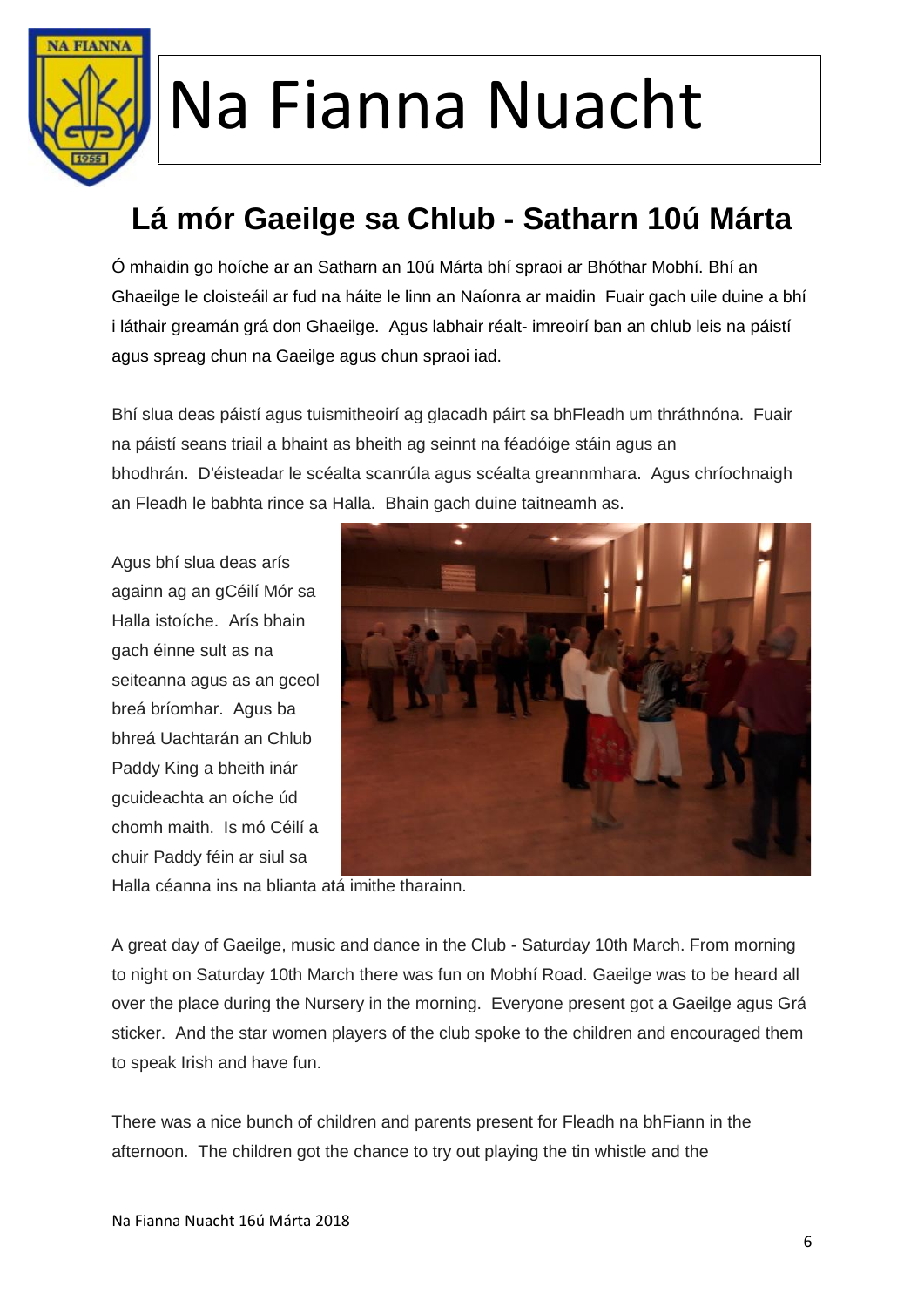# Na Fianna Nuacht

## Lá mór Gaeilge sa Chlub - Satharn 10ú Márta

Ó mhaidin go hoíche ar an Satharn an 10ú Márta bhí spraoi ar Bhóthar Mobhí. Bhí an Ghaeilge le cloisteáil ar fud na háite le linn an Naíonra ar maidin Fuair gach uile duine a bhí i láthair greamán grá don Ghaeilge. Agus labhair réalt- imreoirí ban an chlub leis na páistí agus spreag chun na Gaeilge agus chun spraoi iad.

Bhí slua deas páistí agus tuismitheoirí ag glacadh páirt sa bhFleadh um thráthnóna. Fuair na páistí seans triail a bhaint as bheith ag seinnt na féadóige stáin agus an bhodhrán. D'éisteadar le scéalta scanrúla agus scéalta greannmhara. Agus chríochnaigh an Fleadh le babhta rince sa Halla. Bhain gach duine taitneamh as.

Agus bhí slua deas arís againn ag an gCéilí Mór sa Halla istoíche. Arís bhain gach éinne sult as na seiteanna agus as an gceol breá bríomhar. Agus ba bhreá Uachtarán an Chlub Paddy King a bheith inár gcuideachta an oíche úd chomh maith. Is mó Céilí a chuir Paddy féin ar siul sa Halla céanna ins na blianta atá imithe tharainn.

A great day of Gaeilge, music and dance in the Club - Saturday 10th March. From morning to night on Saturday 10th March there was fun on Mobhí Road. Gaeilge was to be heard all over the place during the Nursery in the morning. Everyone present got a Gaeilge agus Grá sticker. And the star women players of the club spoke to the children and encouraged them to speak Irish and have fun.

There was a nice bunch of children and parents present for Fleadh na bhFiann in the afternoon. The children got the chance to try out playing the tin whistle and the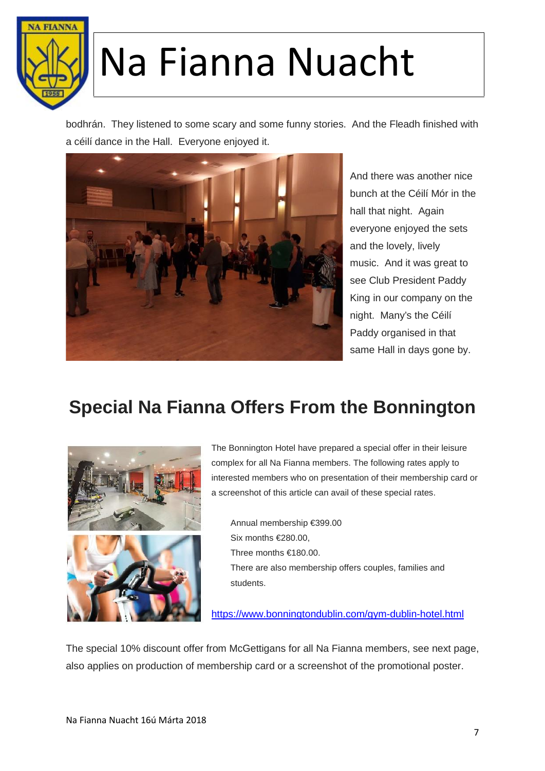bodhrán. They listened to some scary and some funny stories. And the Fleadh finished with a céilí dance in the Hall. Everyone enjoyed it.

And there was another nice bunch at the Céilí Mór in the hall that night. Again everyone enjoyed the sets and the lovely, lively music. And it was great to see Club President Paddy King in our company on the night. Many's the Céilí Paddy organised in that same Hall in days gone by.

## Special Na Fianna Offers From the Bonnington

The Bonnington Hotel have prepared a special offer in their leisure complex for all Na Fianna members. The following rates apply to interested members who on presentation of their membership card or a screenshot of this article can avail of these special rates.

Annual membership €399.00
Six months €280.00,
Three months €180.00.
There are also membership offers couples, families and students.

https://www.bonningtondublin.com/gym-dublin-hotel.html

The special 10% discount offer from McGettigans for all Na Fianna members, see next page, also applies on production of membership card or a screenshot of the promotional poster.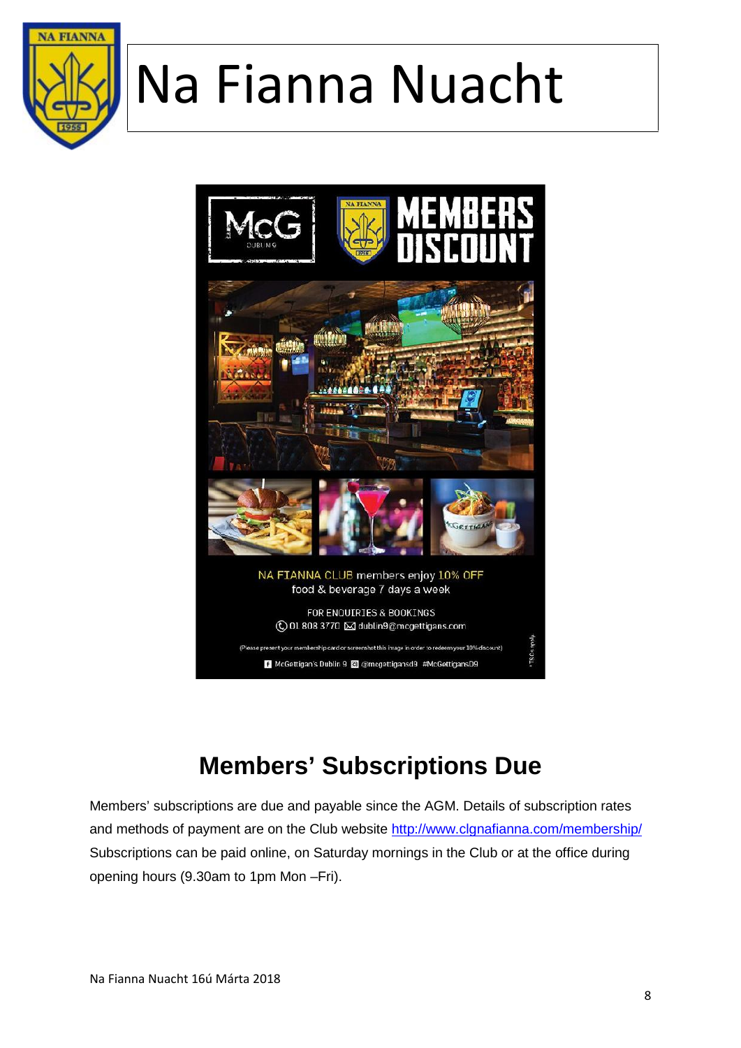# Na Fianna Nuacht

MEMBERS DISCOUNT

NA FIANNA CLUB members enjoy 10% OFF food & beverage 7 days a week

FOR ENQUIRIES & BOOKINGS
01 808 3770 dublin9@mcgettigans.com

(Please present your membership card or screenshot this image in order to redeem your 10% discount)

McGettigan's Dublin 9 @mcgettigansd9 #McGettigansD9

*T&Cs apply.

## Members' Subscriptions Due

Members' subscriptions are due and payable since the AGM. Details of subscription rates and methods of payment are on the Club website http://www.clgnafianna.com/membership/ Subscriptions can be paid online, on Saturday mornings in the Club or at the office during opening hours (9.30am to 1pm Mon –Fri).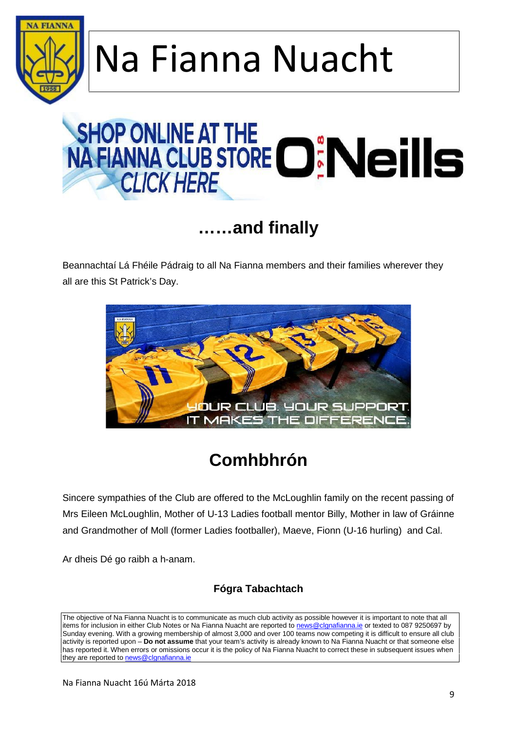# Na Fianna Nuacht

## ……and finally

Beannachtaí Lá Fhéile Pádraig to all Na Fianna members and their families wherever they all are this St Patrick's Day.

## Comhbhrón

Sincere sympathies of the Club are offered to the McLoughlin family on the recent passing of Mrs Eileen McLoughlin, Mother of U-13 Ladies football mentor Billy, Mother in law of Gráinne and Grandmother of Moll (former Ladies footballer), Maeve, Fionn (U-16 hurling) and Cal.

Ar dheis Dé go raibh a h-anam.

### Fógra Tabachtach

The objective of Na Fianna Nuacht is to communicate as much club activity as possible however it is important to note that all items for inclusion in either Club Notes or Na Fianna Nuacht are reported to news@clgnafianna.ie or texted to 087 9250697 by Sunday evening. With a growing membership of almost 3,000 and over 100 teams now competing it is difficult to ensure all club activity is reported upon – **Do not assume** that your team's activity is already known to Na Fianna Nuacht or that someone else has reported it. When errors or omissions occur it is the policy of Na Fianna Nuacht to correct these in subsequent issues when they are reported to news@clgnafianna.ie

Na Fianna Nuacht 16ú Márta 2018